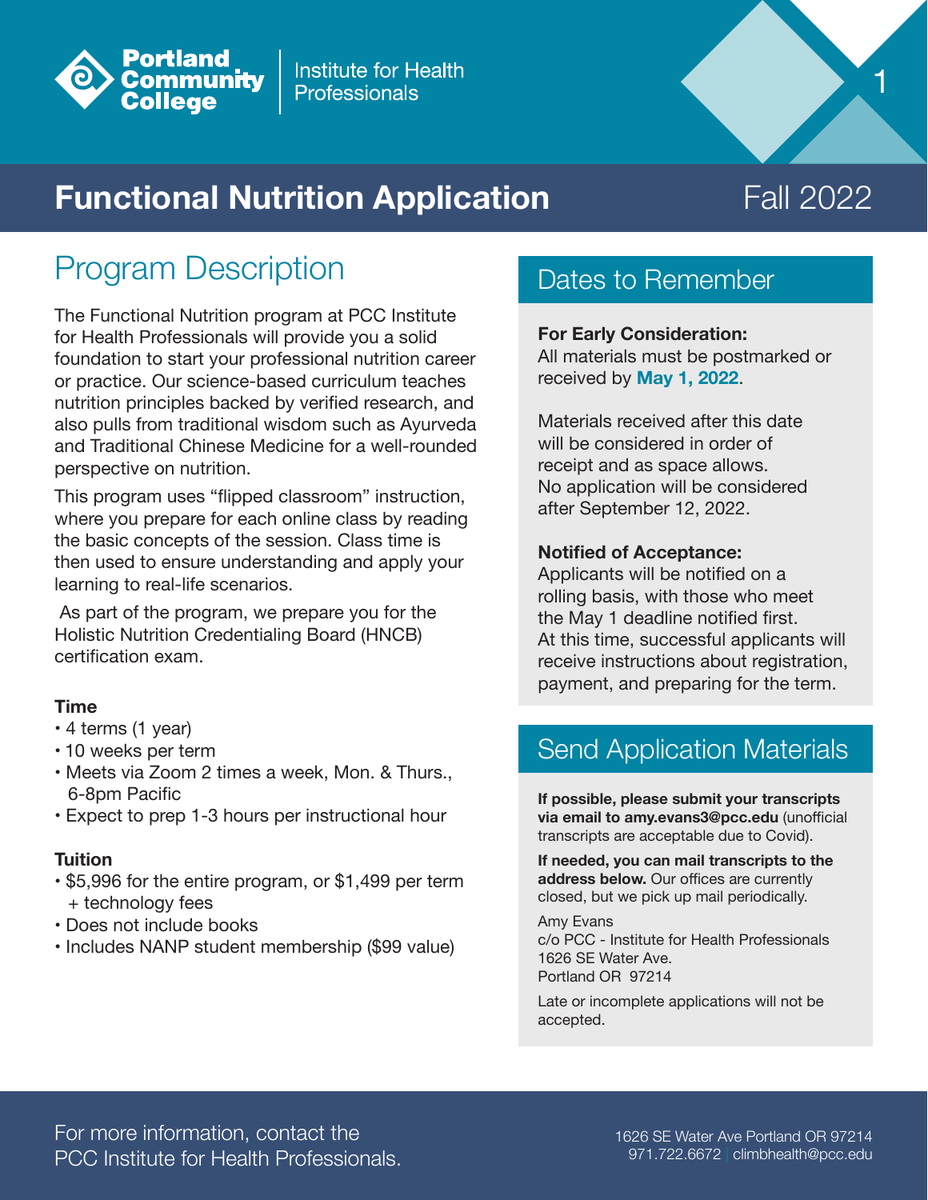Portland Community College | Institute for Health Professionals

# Functional Nutrition Application

Fall 2022

## Program Description

The Functional Nutrition program at PCC Institute for Health Professionals will provide you a solid foundation to start your professional nutrition career or practice. Our science-based curriculum teaches nutrition principles backed by verified research, and also pulls from traditional wisdom such as Ayurveda and Traditional Chinese Medicine for a well-rounded perspective on nutrition.

This program uses "flipped classroom" instruction, where you prepare for each online class by reading the basic concepts of the session. Class time is then used to ensure understanding and apply your learning to real-life scenarios.

As part of the program, we prepare you for the Holistic Nutrition Credentialing Board (HNCB) certification exam.

**Time**

- 4 terms (1 year)
- 10 weeks per term
- Meets via Zoom 2 times a week, Mon. & Thurs., 6-8pm Pacific
- Expect to prep 1-3 hours per instructional hour

**Tuition**

- $5,996 for the entire program, or $1,499 per term + technology fees
- Does not include books
- Includes NANP student membership ($99 value)

## Dates to Remember

**For Early Consideration:**
All materials must be postmarked or received by **May 1, 2022**.

Materials received after this date will be considered in order of receipt and as space allows. No application will be considered after September 12, 2022.

**Notified of Acceptance:**
Applicants will be notified on a rolling basis, with those who meet the May 1 deadline notified first. At this time, successful applicants will receive instructions about registration, payment, and preparing for the term.

## Send Application Materials

**If possible, please submit your transcripts via email to amy.evans3@pcc.edu** (unofficial transcripts are acceptable due to Covid).

**If needed, you can mail transcripts to the address below.** Our offices are currently closed, but we pick up mail periodically.

Amy Evans
c/o PCC - Institute for Health Professionals
1626 SE Water Ave.
Portland OR 97214

Late or incomplete applications will not be accepted.

For more information, contact the PCC Institute for Health Professionals.

1626 SE Water Ave Portland OR 97214
971.722.6672 | climbhealth@pcc.edu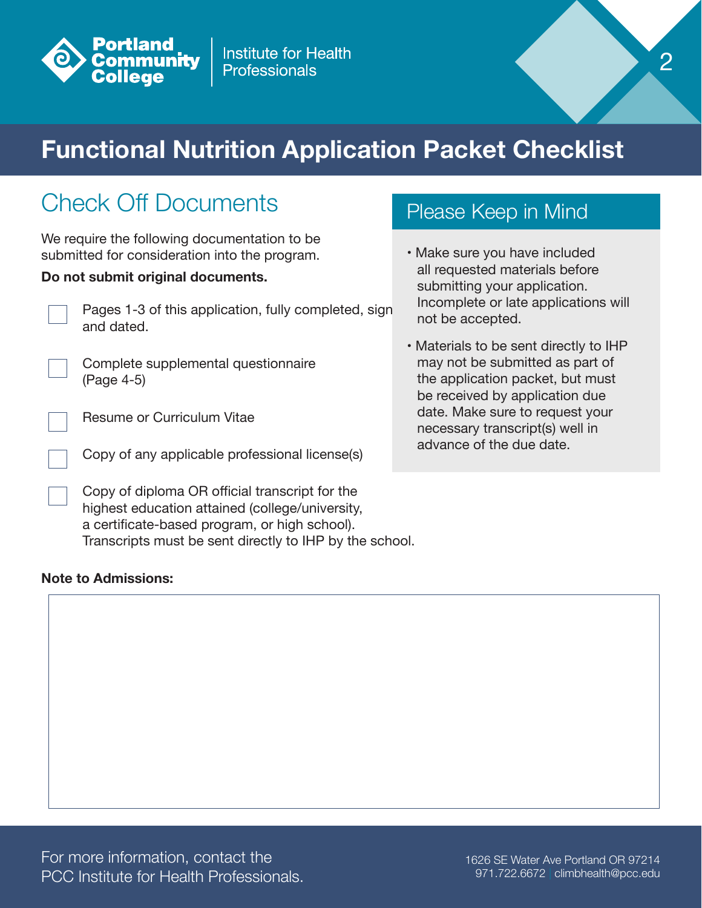Portland Community College | Institute for Health Professionals

# Functional Nutrition Application Packet Checklist

## Check Off Documents

We require the following documentation to be submitted for consideration into the program.

**Do not submit original documents.**

- [ ] Pages 1-3 of this application, fully completed, sign and dated.
- [ ] Complete supplemental questionnaire (Page 4-5)
- [ ] Resume or Curriculum Vitae
- [ ] Copy of any applicable professional license(s)
- [ ] Copy of diploma OR official transcript for the highest education attained (college/university, a certificate-based program, or high school). Transcripts must be sent directly to IHP by the school.

## Please Keep in Mind

- Make sure you have included all requested materials before submitting your application. Incomplete or late applications will not be accepted.
- Materials to be sent directly to IHP may not be submitted as part of the application packet, but must be received by application due date. Make sure to request your necessary transcript(s) well in advance of the due date.

**Note to Admissions:**

For more information, contact the PCC Institute for Health Professionals.

1626 SE Water Ave Portland OR 97214
971.722.6672 | climbhealth@pcc.edu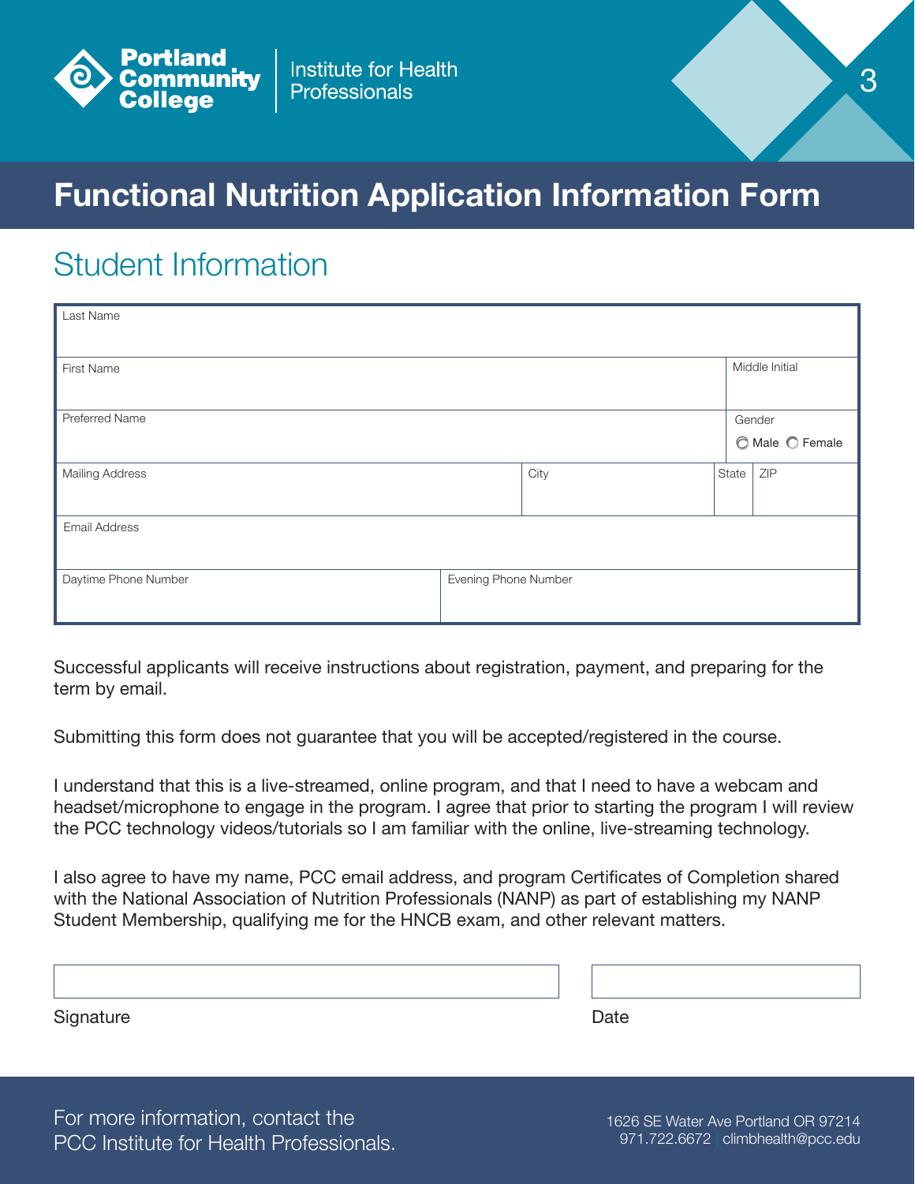Portland Community College | Institute for Health Professionals

# Functional Nutrition Application Information Form

## Student Information

| Last Name | | | | |
|---|---|---|---|---|
| **First Name** | | | | **Middle Initial** |
| **Preferred Name** | | | | **Gender** ◯ Male ◯ Female |
| **Mailing Address** | | **City** | **State** | **ZIP** |
| **Email Address** | | | | |
| **Daytime Phone Number** | **Evening Phone Number** | | | |

Successful applicants will receive instructions about registration, payment, and preparing for the term by email.

Submitting this form does not guarantee that you will be accepted/registered in the course.

I understand that this is a live-streamed, online program, and that I need to have a webcam and headset/microphone to engage in the program. I agree that prior to starting the program I will review the PCC technology videos/tutorials so I am familiar with the online, live-streaming technology.

I also agree to have my name, PCC email address, and program Certificates of Completion shared with the National Association of Nutrition Professionals (NANP) as part of establishing my NANP Student Membership, qualifying me for the HNCB exam, and other relevant matters.

Signature ______________________ Date __________

For more information, contact the PCC Institute for Health Professionals.

1626 SE Water Ave Portland OR 97214
971.722.6672 | climbhealth@pcc.edu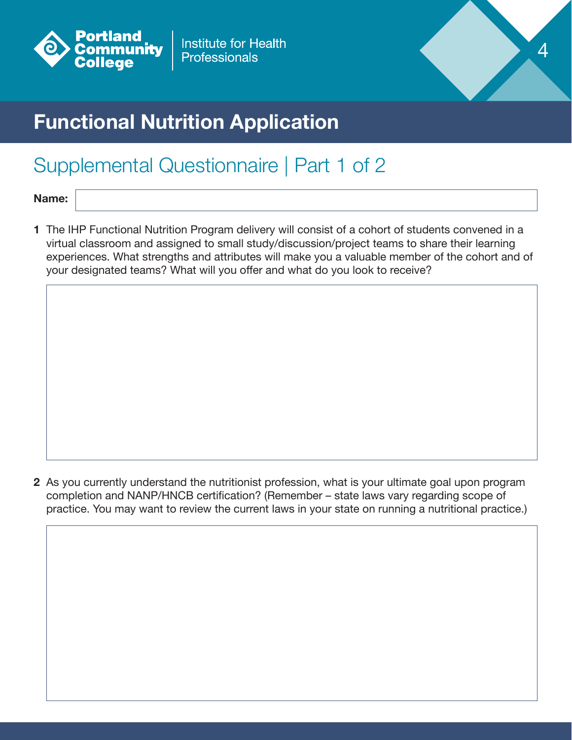Portland Community College | Institute for Health Professionals

# Functional Nutrition Application

## Supplemental Questionnaire | Part 1 of 2

**Name:**

**1** The IHP Functional Nutrition Program delivery will consist of a cohort of students convened in a virtual classroom and assigned to small study/discussion/project teams to share their learning experiences. What strengths and attributes will make you a valuable member of the cohort and of your designated teams? What will you offer and what do you look to receive?

**2** As you currently understand the nutritionist profession, what is your ultimate goal upon program completion and NANP/HNCB certification? (Remember – state laws vary regarding scope of practice. You may want to review the current laws in your state on running a nutritional practice.)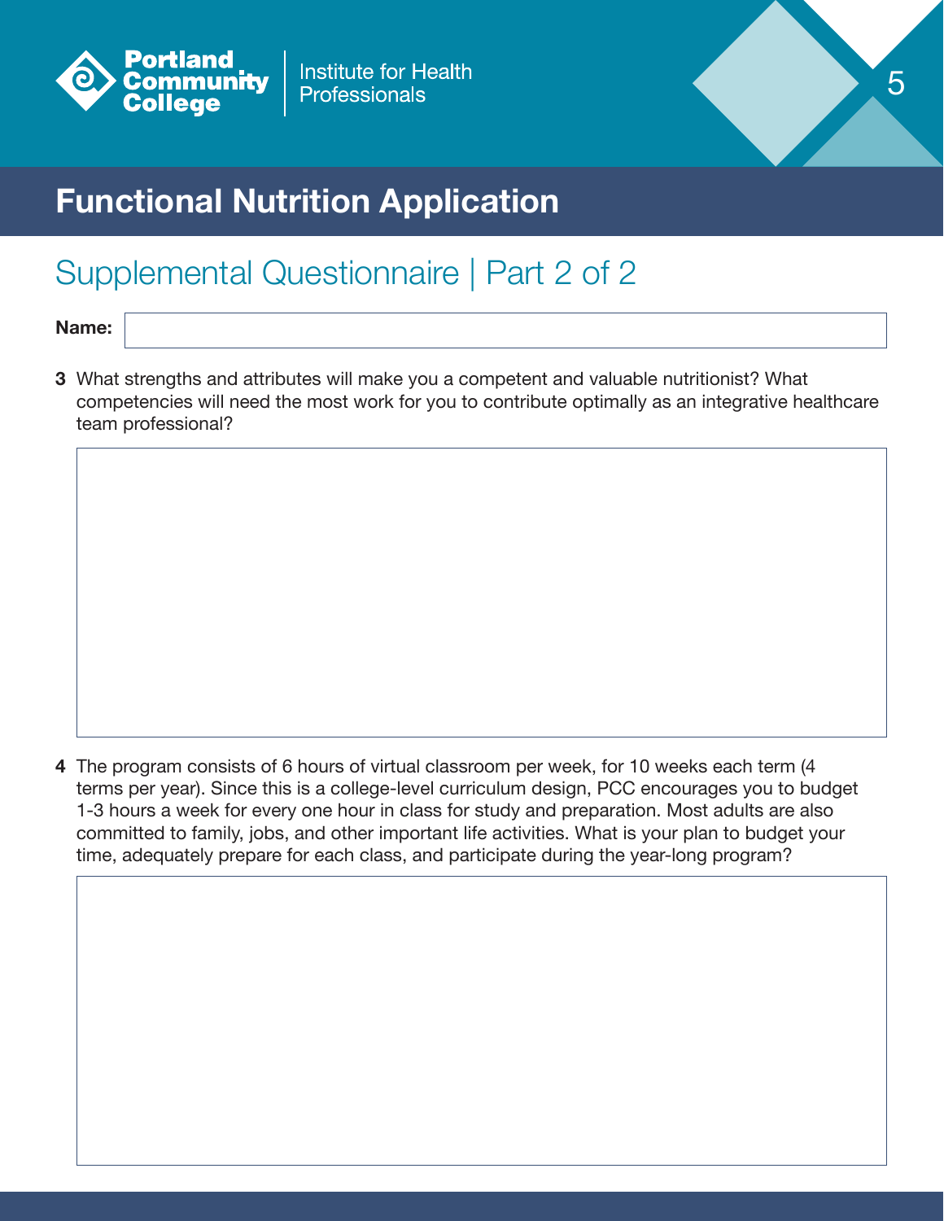Portland Community College | Institute for Health Professionals

# Functional Nutrition Application

## Supplemental Questionnaire | Part 2 of 2

**Name:**

**3** What strengths and attributes will make you a competent and valuable nutritionist? What competencies will need the most work for you to contribute optimally as an integrative healthcare team professional?

**4** The program consists of 6 hours of virtual classroom per week, for 10 weeks each term (4 terms per year). Since this is a college-level curriculum design, PCC encourages you to budget 1-3 hours a week for every one hour in class for study and preparation. Most adults are also committed to family, jobs, and other important life activities. What is your plan to budget your time, adequately prepare for each class, and participate during the year-long program?